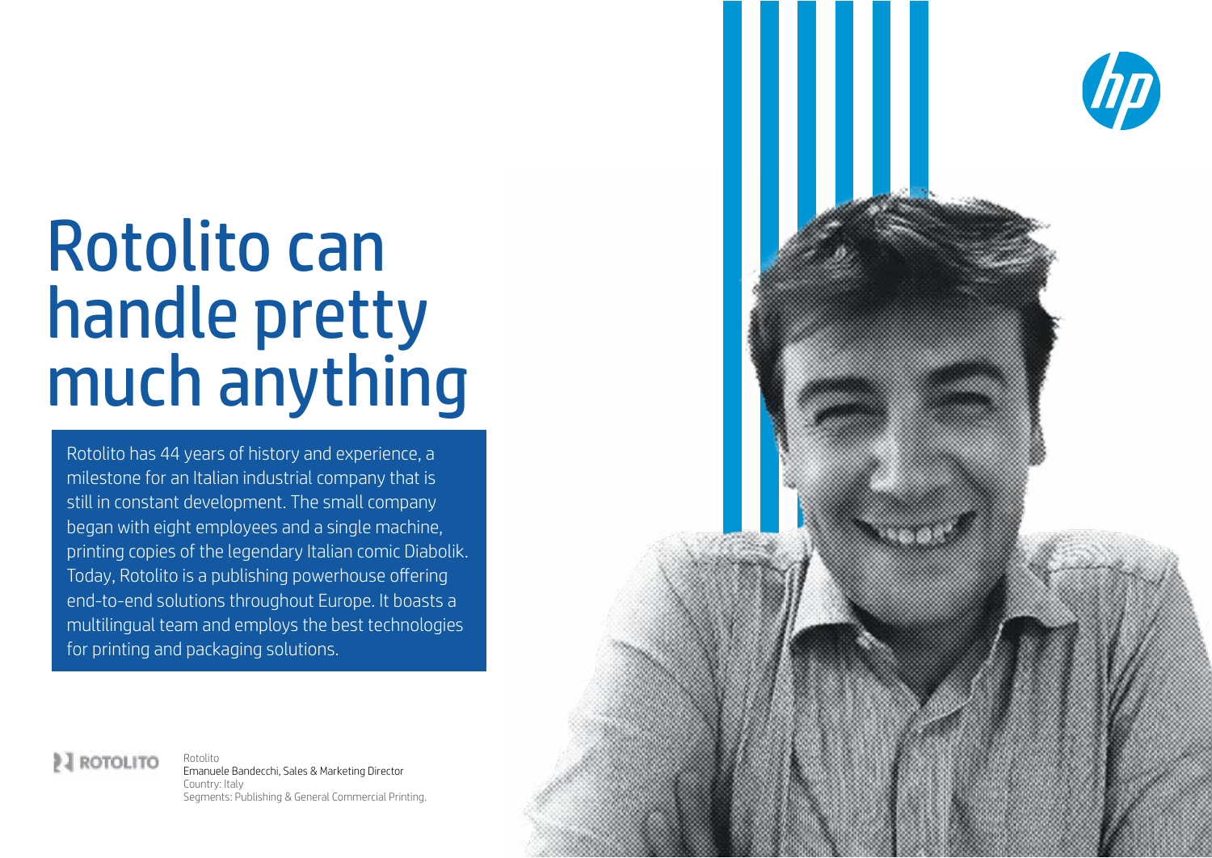# Rotolito can handle pretty much anything

Rotolito has 44 years of history and experience, a milestone for an Italian industrial company that is still in constant development. The small company began with eight employees and a single machine, printing copies of the legendary Italian comic Diabolik. Today, Rotolito is a publishing powerhouse offering end-to-end solutions throughout Europe. It boasts a multilingual team and employs the best technologies for printing and packaging solutions.

ROTOLITO

Rotolito
Emanuele Bandecchi, Sales & Marketing Director
Country: Italy
Segments: Publishing & General Commercial Printing.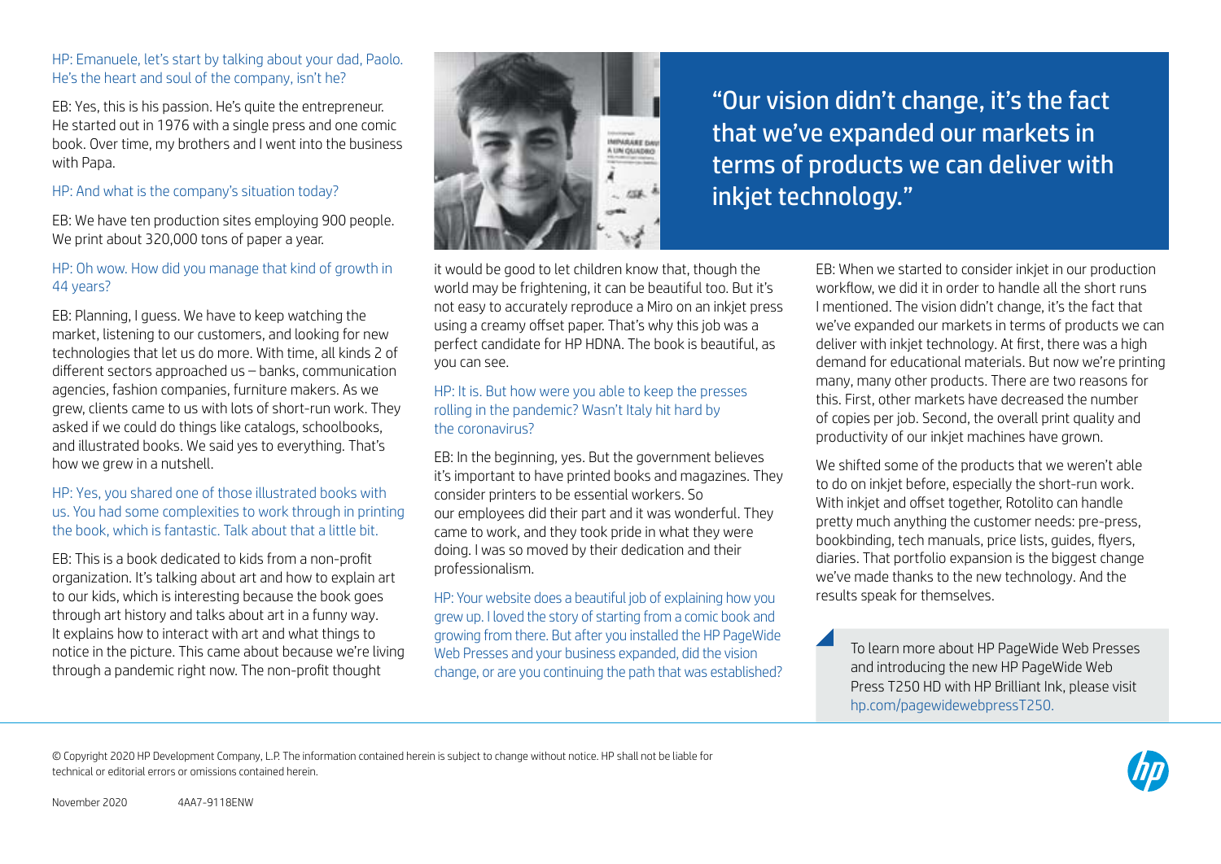HP: Emanuele, let's start by talking about your dad, Paolo. He's the heart and soul of the company, isn't he?

EB: Yes, this is his passion. He's quite the entrepreneur. He started out in 1976 with a single press and one comic book. Over time, my brothers and I went into the business with Papa.

HP: And what is the company's situation today?

EB: We have ten production sites employing 900 people. We print about 320,000 tons of paper a year.

HP: Oh wow. How did you manage that kind of growth in 44 years?

EB: Planning, I guess. We have to keep watching the market, listening to our customers, and looking for new technologies that let us do more. With time, all kinds 2 of different sectors approached us – banks, communication agencies, fashion companies, furniture makers. As we grew, clients came to us with lots of short-run work. They asked if we could do things like catalogs, schoolbooks, and illustrated books. We said yes to everything. That's how we grew in a nutshell.

HP: Yes, you shared one of those illustrated books with us. You had some complexities to work through in printing the book, which is fantastic. Talk about that a little bit.

EB: This is a book dedicated to kids from a non-profit organization. It's talking about art and how to explain art to our kids, which is interesting because the book goes through art history and talks about art in a funny way. It explains how to interact with art and what things to notice in the picture. This came about because we're living through a pandemic right now. The non-profit thought it would be good to let children know that, though the world may be frightening, it can be beautiful too. But it's not easy to accurately reproduce a Miro on an inkjet press using a creamy offset paper. That's why this job was a perfect candidate for HP HDNA. The book is beautiful, as you can see.

> "Our vision didn't change, it's the fact that we've expanded our markets in terms of products we can deliver with inkjet technology."

HP: It is. But how were you able to keep the presses rolling in the pandemic? Wasn't Italy hit hard by the coronavirus?

EB: In the beginning, yes. But the government believes it's important to have printed books and magazines. They consider printers to be essential workers. So our employees did their part and it was wonderful. They came to work, and they took pride in what they were doing. I was so moved by their dedication and their professionalism.

HP: Your website does a beautiful job of explaining how you grew up. I loved the story of starting from a comic book and growing from there. But after you installed the HP PageWide Web Presses and your business expanded, did the vision change, or are you continuing the path that was established?

EB: When we started to consider inkjet in our production workflow, we did it in order to handle all the short runs I mentioned. The vision didn't change, it's the fact that we've expanded our markets in terms of products we can deliver with inkjet technology. At first, there was a high demand for educational materials. But now we're printing many, many other products. There are two reasons for this. First, other markets have decreased the number of copies per job. Second, the overall print quality and productivity of our inkjet machines have grown.

We shifted some of the products that we weren't able to do on inkjet before, especially the short-run work. With inkjet and offset together, Rotolito can handle pretty much anything the customer needs: pre-press, bookbinding, tech manuals, price lists, guides, flyers, diaries. That portfolio expansion is the biggest change we've made thanks to the new technology. And the results speak for themselves.

To learn more about HP PageWide Web Presses and introducing the new HP PageWide Web Press T250 HD with HP Brilliant Ink, please visit hp.com/pagewidewebpressT250.

© Copyright 2020 HP Development Company, L.P. The information contained herein is subject to change without notice. HP shall not be liable for technical or editorial errors or omissions contained herein.

November 2020 4AA7-9118ENW